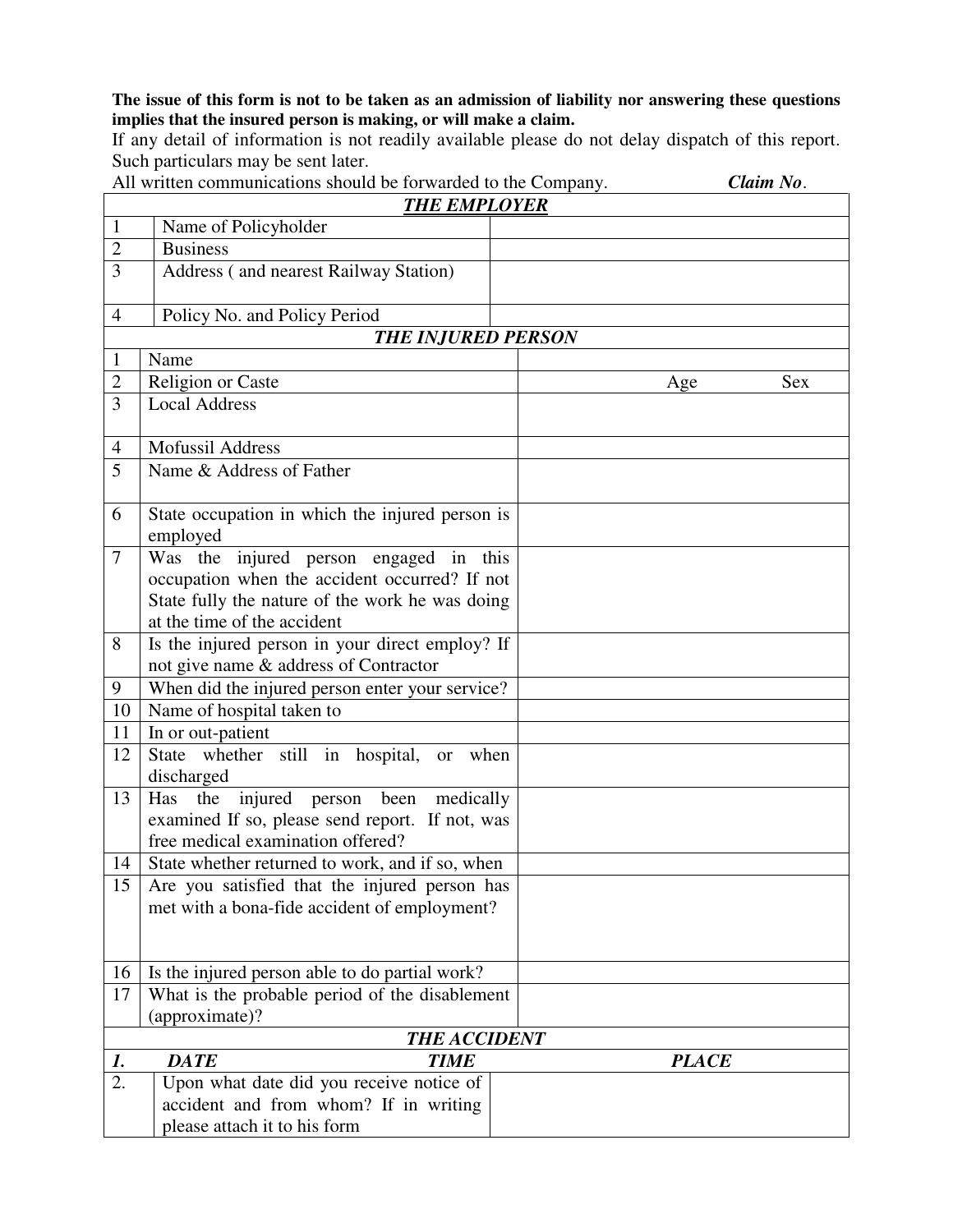**The issue of this form is not to be taken as an admission of liability nor answering these questions implies that the insured person is making, or will make a claim.**

If any detail of information is not readily available please do not delay dispatch of this report. Such particulars may be sent later.

All written communications should be forwarded to the Company. ***Claim No***.

| ***THE EMPLOYER*** | | |
|---|---|---|
| 1 | Name of Policyholder | |
| 2 | Business | |
| 3 | Address ( and nearest Railway Station) | |
| 4 | Policy No. and Policy Period | |

| ***THE INJURED PERSON*** | | |
|---|---|---|
| 1 | Name | |
| 2 | Religion or Caste | Age Sex |
| 3 | Local Address | |
| 4 | Mofussil Address | |
| 5 | Name & Address of Father | |
| 6 | State occupation in which the injured person is employed | |
| 7 | Was the injured person engaged in this occupation when the accident occurred? If not State fully the nature of the work he was doing at the time of the accident | |
| 8 | Is the injured person in your direct employ? If not give name & address of Contractor | |
| 9 | When did the injured person enter your service? | |
| 10 | Name of hospital taken to | |
| 11 | In or out-patient | |
| 12 | State whether still in hospital, or when discharged | |
| 13 | Has the injured person been medically examined If so, please send report. If not, was free medical examination offered? | |
| 14 | State whether returned to work, and if so, when | |
| 15 | Are you satisfied that the injured person has met with a bona-fide accident of employment? | |
| 16 | Is the injured person able to do partial work? | |
| 17 | What is the probable period of the disablement (approximate)? | |

| ***THE ACCIDENT*** | | |
|---|---|---|
| ***1.*** | ***DATE*** ***TIME*** | ***PLACE*** |
| 2. | Upon what date did you receive notice of accident and from whom? If in writing please attach it to his form | |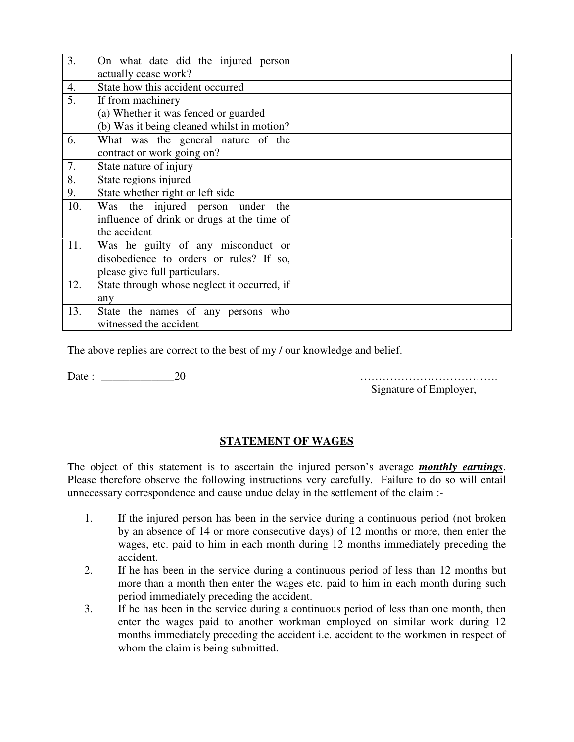| | | |
|---|---|---|
| 3. | On what date did the injured person actually cease work? | |
| 4. | State how this accident occurred | |
| 5. | If from machinery<br>(a) Whether it was fenced or guarded<br>(b) Was it being cleaned whilst in motion? | |
| 6. | What was the general nature of the contract or work going on? | |
| 7. | State nature of injury | |
| 8. | State regions injured | |
| 9. | State whether right or left side | |
| 10. | Was the injured person under the influence of drink or drugs at the time of the accident | |
| 11. | Was he guilty of any misconduct or disobedience to orders or rules? If so, please give full particulars. | |
| 12. | State through whose neglect it occurred, if any | |
| 13. | State the names of any persons who witnessed the accident | |

The above replies are correct to the best of my / our knowledge and belief.

Date : _____________20

……………………………….
Signature of Employer,

## STATEMENT OF WAGES

The object of this statement is to ascertain the injured person's average ***monthly earnings***. Please therefore observe the following instructions very carefully. Failure to do so will entail unnecessary correspondence and cause undue delay in the settlement of the claim :-

1. If the injured person has been in the service during a continuous period (not broken by an absence of 14 or more consecutive days) of 12 months or more, then enter the wages, etc. paid to him in each month during 12 months immediately preceding the accident.
2. If he has been in the service during a continuous period of less than 12 months but more than a month then enter the wages etc. paid to him in each month during such period immediately preceding the accident.
3. If he has been in the service during a continuous period of less than one month, then enter the wages paid to another workman employed on similar work during 12 months immediately preceding the accident i.e. accident to the workmen in respect of whom the claim is being submitted.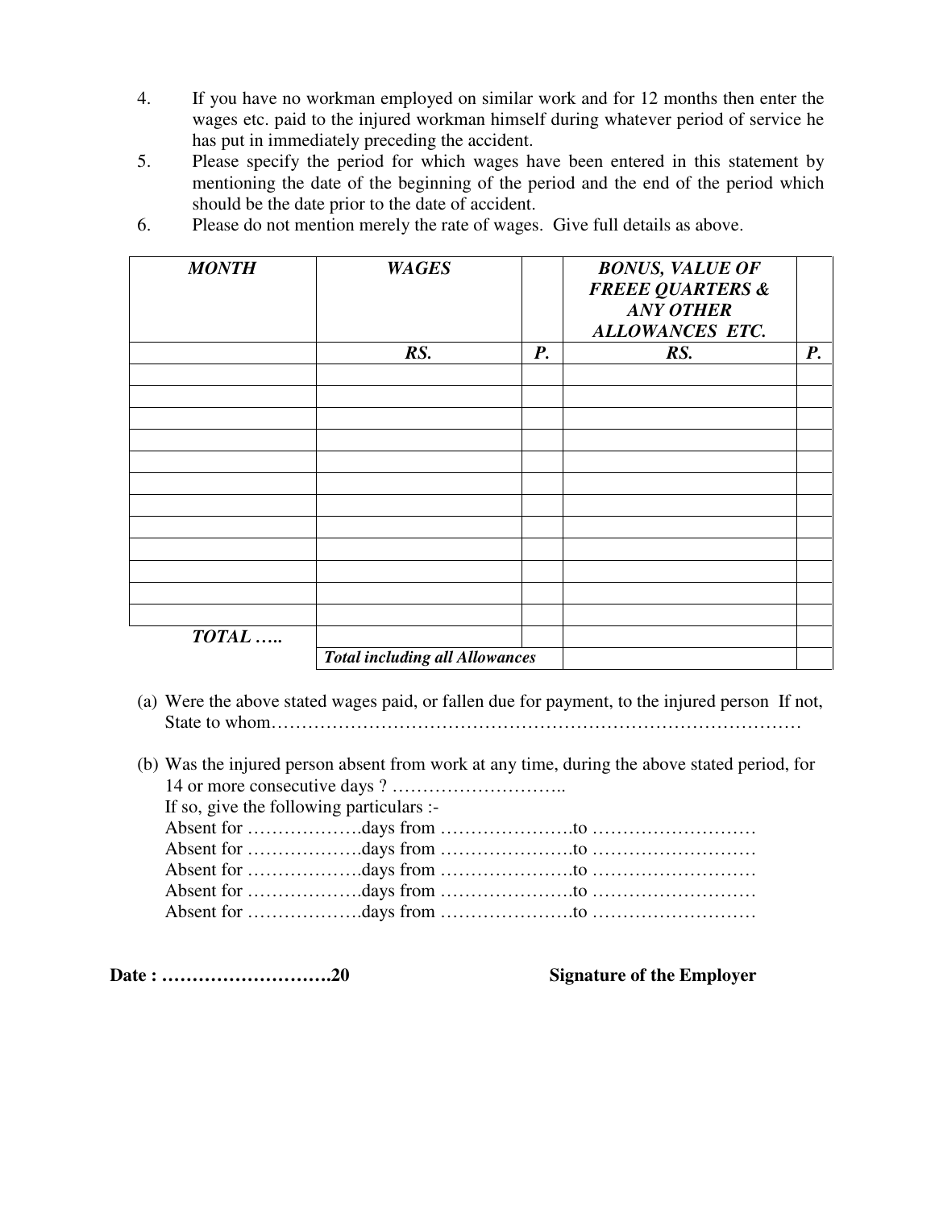4. If you have no workman employed on similar work and for 12 months then enter the wages etc. paid to the injured workman himself during whatever period of service he has put in immediately preceding the accident.
5. Please specify the period for which wages have been entered in this statement by mentioning the date of the beginning of the period and the end of the period which should be the date prior to the date of accident.
6. Please do not mention merely the rate of wages. Give full details as above.

| ***MONTH*** | ***WAGES*** | | ***BONUS, VALUE OF FREEE QUARTERS & ANY OTHER ALLOWANCES ETC.*** | |
|---|---|---|---|---|
| | ***RS.*** | ***P.*** | ***RS.*** | ***P.*** |
| | | | | |
| | | | | |
| | | | | |
| | | | | |
| | | | | |
| | | | | |
| | | | | |
| | | | | |
| | | | | |
| | | | | |
| | | | | |
| | | | | |
| ***TOTAL …..*** | | | | |
| | ***Total including all Allowances*** | | | |

(a) Were the above stated wages paid, or fallen due for payment, to the injured person If not, State to whom……………………………………………………………………………

(b) Was the injured person absent from work at any time, during the above stated period, for 14 or more consecutive days ? ………………………..
If so, give the following particulars :-
Absent for ……………….days from ………………….to ………………………
Absent for ……………….days from ………………….to ………………………
Absent for ……………….days from ………………….to ………………………
Absent for ……………….days from ………………….to ………………………
Absent for ……………….days from ………………….to ………………………

**Date : ……………………….20** **Signature of the Employer**